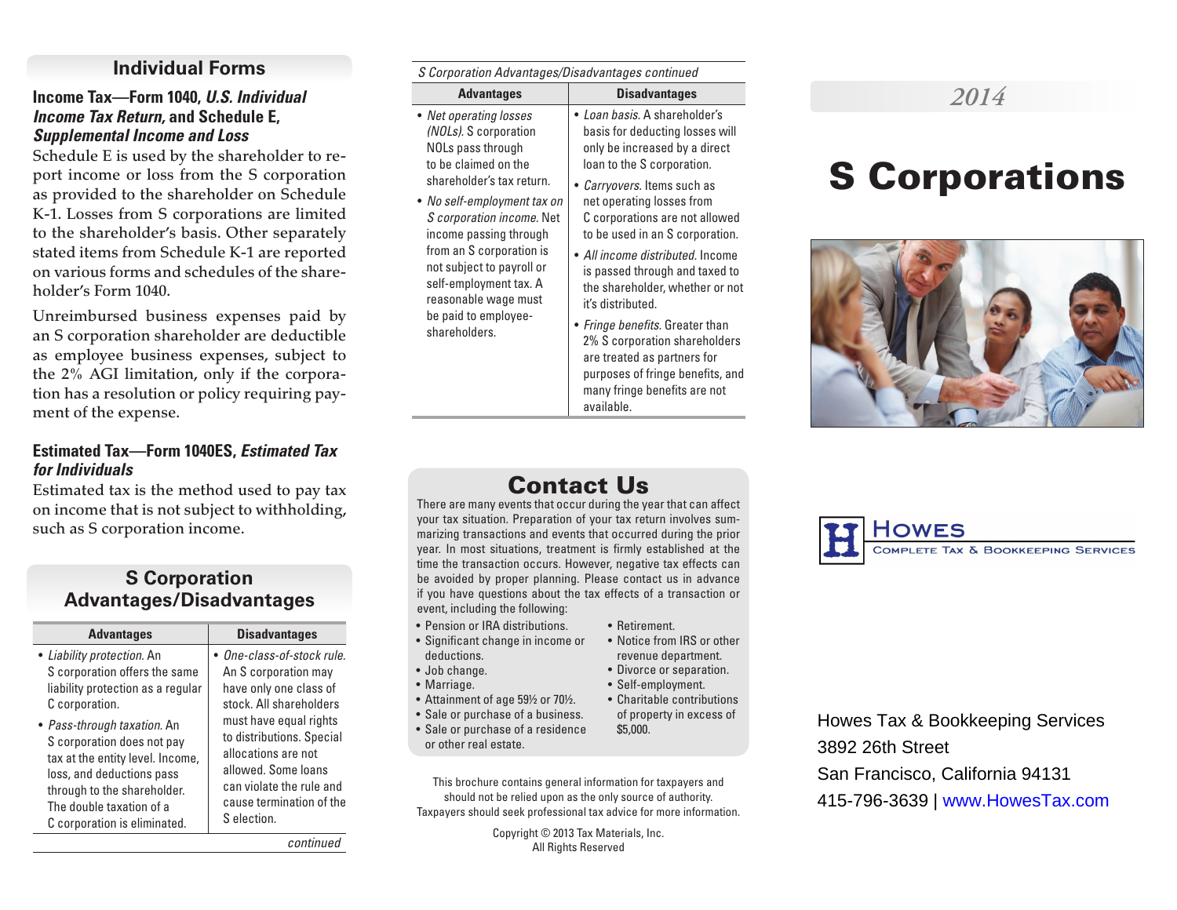## Individual Forms

### Income Tax—Form 1040, *U.S. Individual Income Tax Return,* and Schedule E, *Supplemental Income and Loss*

Schedule E is used by the shareholder to report income or loss from the S corporation as provided to the shareholder on Schedule K-1. Losses from S corporations are limited to the shareholder's basis. Other separately stated items from Schedule K-1 are reported on various forms and schedules of the shareholder's Form 1040.

Unreimbursed business expenses paid by an S corporation shareholder are deductible as employee business expenses, subject to the 2% AGI limitation, only if the corporation has a resolution or policy requiring payment of the expense.

### Estimated Tax—Form 1040ES, *Estimated Tax for Individuals*

Estimated tax is the method used to pay tax on income that is not subject to withholding, such as S corporation income.

## S Corporation Advantages/Disadvantages

| Advantages | Disadvantages |
|---|---|
| • *Liability protection.* An S corporation offers the same liability protection as a regular C corporation. | • *One-class-of-stock rule.* An S corporation may have only one class of stock. All shareholders must have equal rights to distributions. Special allocations are not allowed. Some loans can violate the rule and cause termination of the S election. |
| • *Pass-through taxation.* An S corporation does not pay tax at the entity level. Income, loss, and deductions pass through to the shareholder. The double taxation of a C corporation is eliminated. | |

*continued*

*S Corporation Advantages/Disadvantages continued*

| Advantages | Disadvantages |
|---|---|
| • *Net operating losses (NOLs).* S corporation NOLs pass through to be claimed on the shareholder's tax return. | • *Loan basis.* A shareholder's basis for deducting losses will only be increased by a direct loan to the S corporation. |
| • *No self-employment tax on S corporation income.* Net income passing through from an S corporation is not subject to payroll or self-employment tax. A reasonable wage must be paid to employee-shareholders. | • *Carryovers.* Items such as net operating losses from C corporations are not allowed to be used in an S corporation. |
| | • *All income distributed.* Income is passed through and taxed to the shareholder, whether or not it's distributed. |
| | • *Fringe benefits.* Greater than 2% S corporation shareholders are treated as partners for purposes of fringe benefits, and many fringe benefits are not available. |

## Contact Us

There are many events that occur during the year that can affect your tax situation. Preparation of your tax return involves summarizing transactions and events that occurred during the prior year. In most situations, treatment is firmly established at the time the transaction occurs. However, negative tax effects can be avoided by proper planning. Please contact us in advance if you have questions about the tax effects of a transaction or event, including the following:

- Pension or IRA distributions.
- Significant change in income or deductions.
- Job change.
- Marriage.
- Attainment of age 59½ or 70½.
- Sale or purchase of a business.
- Sale or purchase of a residence or other real estate.
- Retirement.
- Notice from IRS or other revenue department.
- Divorce or separation.
- Self-employment.
- Charitable contributions of property in excess of $5,000.

This brochure contains general information for taxpayers and should not be relied upon as the only source of authority. Taxpayers should seek professional tax advice for more information.

Copyright © 2013 Tax Materials, Inc.
All Rights Reserved

2014

# S Corporations

**Howes**
Complete Tax & Bookkeeping Services

Howes Tax & Bookkeeping Services
3892 26th Street
San Francisco, California 94131
415-796-3639 | www.HowesTax.com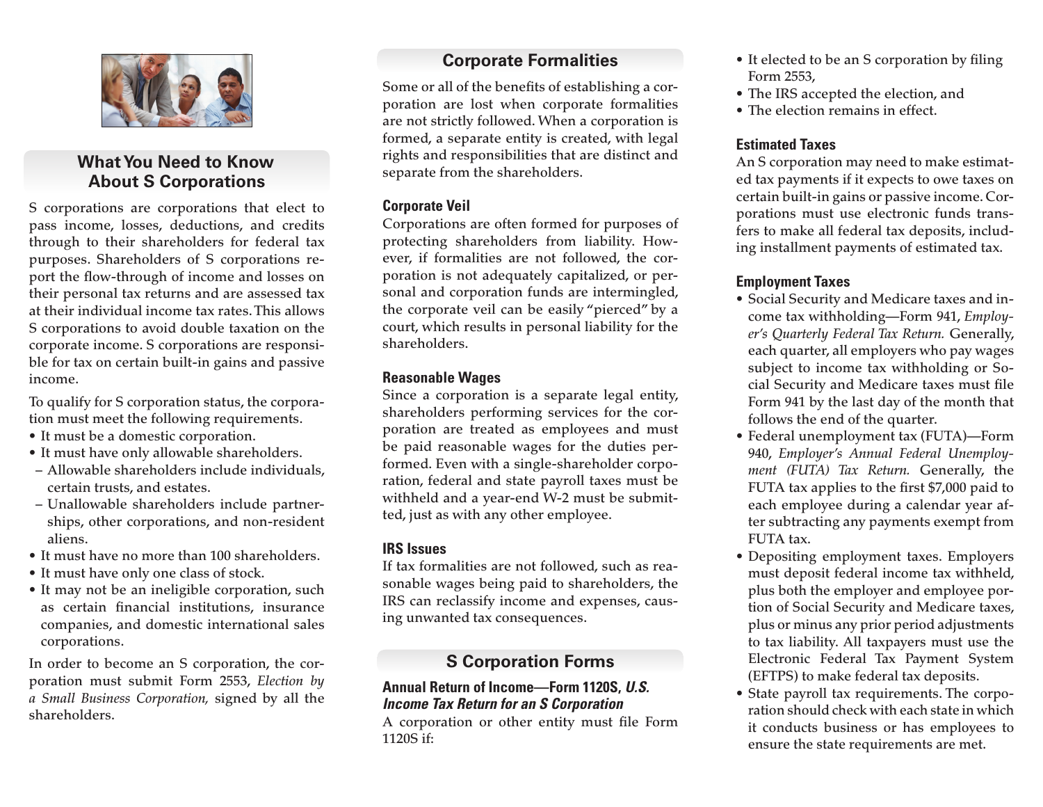## What You Need to Know About S Corporations

S corporations are corporations that elect to pass income, losses, deductions, and credits through to their shareholders for federal tax purposes. Shareholders of S corporations report the flow-through of income and losses on their personal tax returns and are assessed tax at their individual income tax rates. This allows S corporations to avoid double taxation on the corporate income. S corporations are responsible for tax on certain built-in gains and passive income.

To qualify for S corporation status, the corporation must meet the following requirements.

- It must be a domestic corporation.
- It must have only allowable shareholders.
  - Allowable shareholders include individuals, certain trusts, and estates.
  - Unallowable shareholders include partnerships, other corporations, and non-resident aliens.
- It must have no more than 100 shareholders.
- It must have only one class of stock.
- It may not be an ineligible corporation, such as certain financial institutions, insurance companies, and domestic international sales corporations.

In order to become an S corporation, the corporation must submit Form 2553, *Election by a Small Business Corporation,* signed by all the shareholders.

## Corporate Formalities

Some or all of the benefits of establishing a corporation are lost when corporate formalities are not strictly followed. When a corporation is formed, a separate entity is created, with legal rights and responsibilities that are distinct and separate from the shareholders.

### Corporate Veil

Corporations are often formed for purposes of protecting shareholders from liability. However, if formalities are not followed, the corporation is not adequately capitalized, or personal and corporation funds are intermingled, the corporate veil can be easily "pierced" by a court, which results in personal liability for the shareholders.

### Reasonable Wages

Since a corporation is a separate legal entity, shareholders performing services for the corporation are treated as employees and must be paid reasonable wages for the duties performed. Even with a single-shareholder corporation, federal and state payroll taxes must be withheld and a year-end W-2 must be submitted, just as with any other employee.

### IRS Issues

If tax formalities are not followed, such as reasonable wages being paid to shareholders, the IRS can reclassify income and expenses, causing unwanted tax consequences.

## S Corporation Forms

### Annual Return of Income—Form 1120S, *U.S. Income Tax Return for an S Corporation*

A corporation or other entity must file Form 1120S if:

- It elected to be an S corporation by filing Form 2553,
- The IRS accepted the election, and
- The election remains in effect.

### Estimated Taxes

An S corporation may need to make estimated tax payments if it expects to owe taxes on certain built-in gains or passive income. Corporations must use electronic funds transfers to make all federal tax deposits, including installment payments of estimated tax.

### Employment Taxes

- Social Security and Medicare taxes and income tax withholding—Form 941, *Employer's Quarterly Federal Tax Return.* Generally, each quarter, all employers who pay wages subject to income tax withholding or Social Security and Medicare taxes must file Form 941 by the last day of the month that follows the end of the quarter.
- Federal unemployment tax (FUTA)—Form 940, *Employer's Annual Federal Unemployment (FUTA) Tax Return.* Generally, the FUTA tax applies to the first $7,000 paid to each employee during a calendar year after subtracting any payments exempt from FUTA tax.
- Depositing employment taxes. Employers must deposit federal income tax withheld, plus both the employer and employee portion of Social Security and Medicare taxes, plus or minus any prior period adjustments to tax liability. All taxpayers must use the Electronic Federal Tax Payment System (EFTPS) to make federal tax deposits.
- State payroll tax requirements. The corporation should check with each state in which it conducts business or has employees to ensure the state requirements are met.